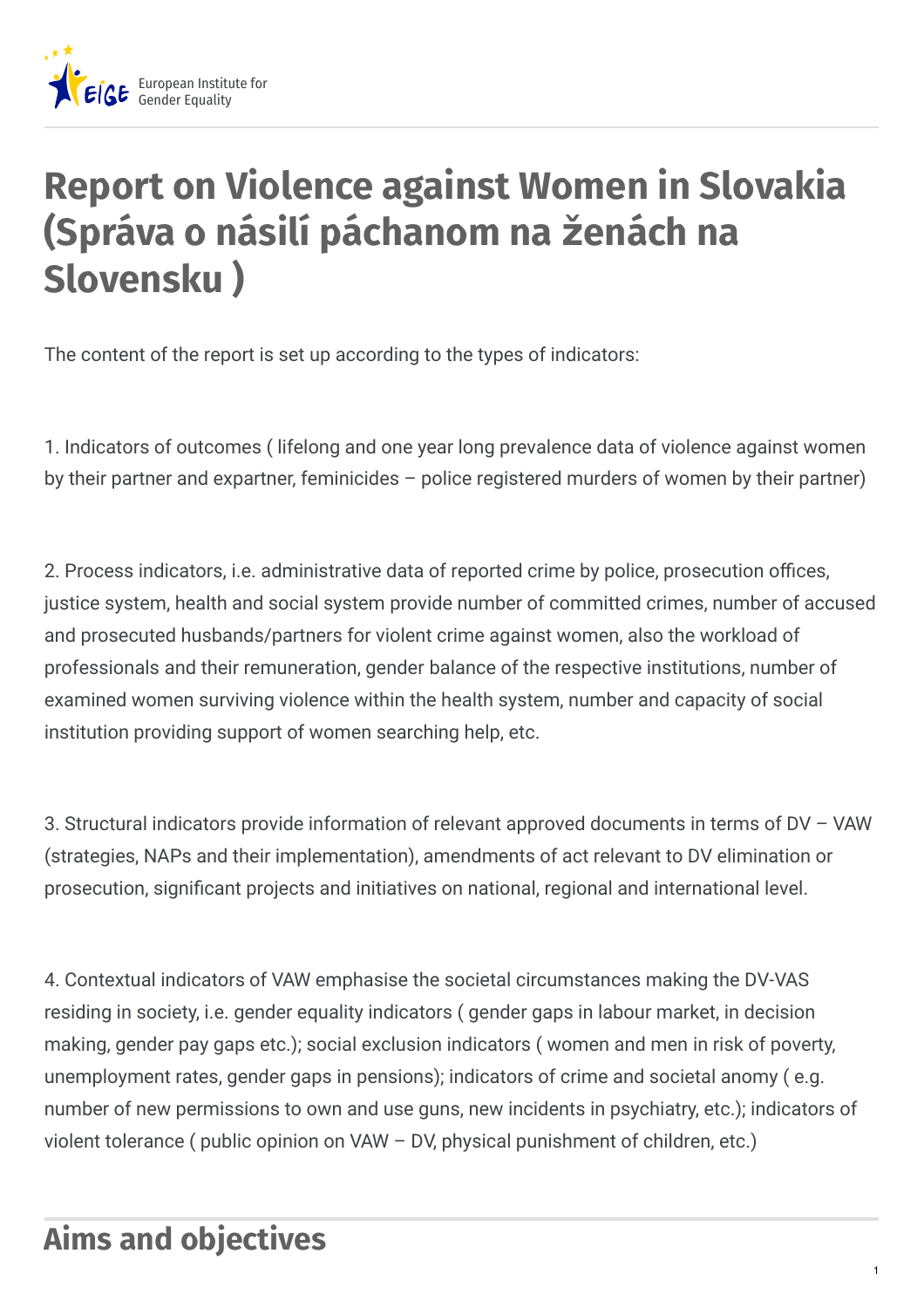# Report on Violence against Women in Slovakia (Správa o násilí páchanom na ženách na Slovensku )

The content of the report is set up according to the types of indicators:

1. Indicators of outcomes ( lifelong and one year long prevalence data of violence against women by their partner and expartner, feminicides – police registered murders of women by their partner)

2. Process indicators, i.e. administrative data of reported crime by police, prosecution offices, justice system, health and social system provide number of committed crimes, number of accused and prosecuted husbands/partners for violent crime against women, also the workload of professionals and their remuneration, gender balance of the respective institutions, number of examined women surviving violence within the health system, number and capacity of social institution providing support of women searching help, etc.

3. Structural indicators provide information of relevant approved documents in terms of DV – VAW (strategies, NAPs and their implementation), amendments of act relevant to DV elimination or prosecution, significant projects and initiatives on national, regional and international level.

4. Contextual indicators of VAW emphasise the societal circumstances making the DV-VAS residing in society, i.e. gender equality indicators ( gender gaps in labour market, in decision making, gender pay gaps etc.); social exclusion indicators ( women and men in risk of poverty, unemployment rates, gender gaps in pensions); indicators of crime and societal anomy ( e.g. number of new permissions to own and use guns, new incidents in psychiatry, etc.); indicators of violent tolerance ( public opinion on VAW – DV, physical punishment of children, etc.)

## Aims and objectives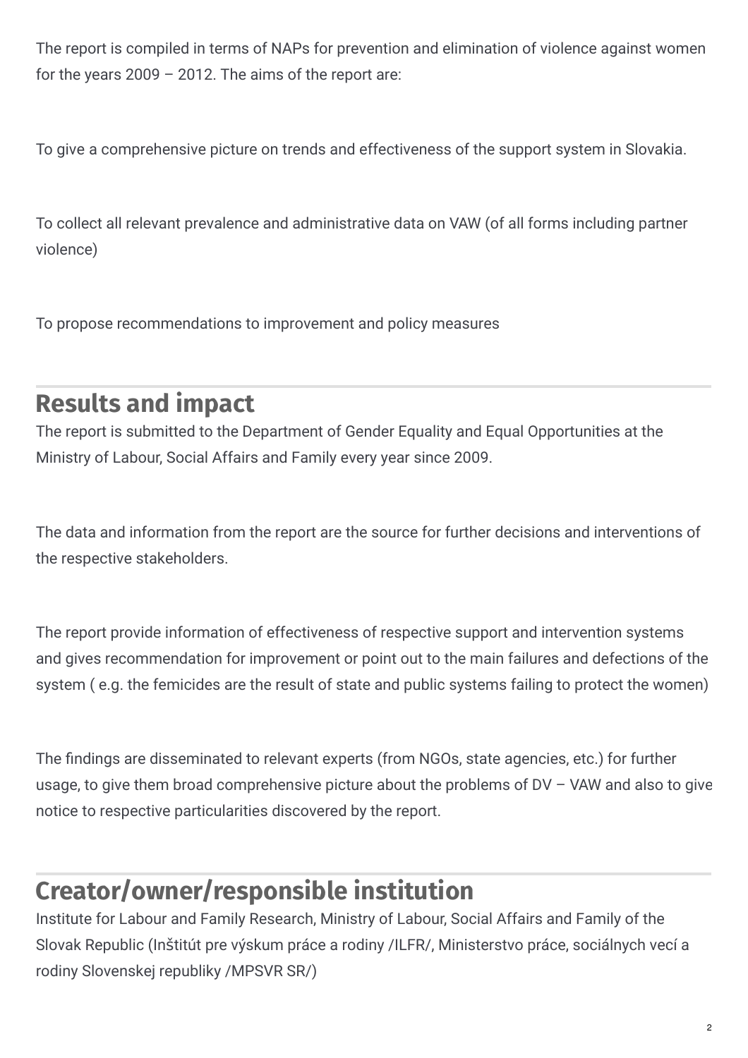The report is compiled in terms of NAPs for prevention and elimination of violence against women for the years 2009 – 2012. The aims of the report are:

To give a comprehensive picture on trends and effectiveness of the support system in Slovakia.

To collect all relevant prevalence and administrative data on VAW (of all forms including partner violence)

To propose recommendations to improvement and policy measures

## Results and impact

The report is submitted to the Department of Gender Equality and Equal Opportunities at the Ministry of Labour, Social Affairs and Family every year since 2009.

The data and information from the report are the source for further decisions and interventions of the respective stakeholders.

The report provide information of effectiveness of respective support and intervention systems and gives recommendation for improvement or point out to the main failures and defections of the system ( e.g. the femicides are the result of state and public systems failing to protect the women)

The findings are disseminated to relevant experts (from NGOs, state agencies, etc.) for further usage, to give them broad comprehensive picture about the problems of DV – VAW and also to give notice to respective particularities discovered by the report.

## Creator/owner/responsible institution

Institute for Labour and Family Research, Ministry of Labour, Social Affairs and Family of the Slovak Republic (Inštitút pre výskum práce a rodiny /ILFR/, Ministerstvo práce, sociálnych vecí a rodiny Slovenskej republiky /MPSVR SR/)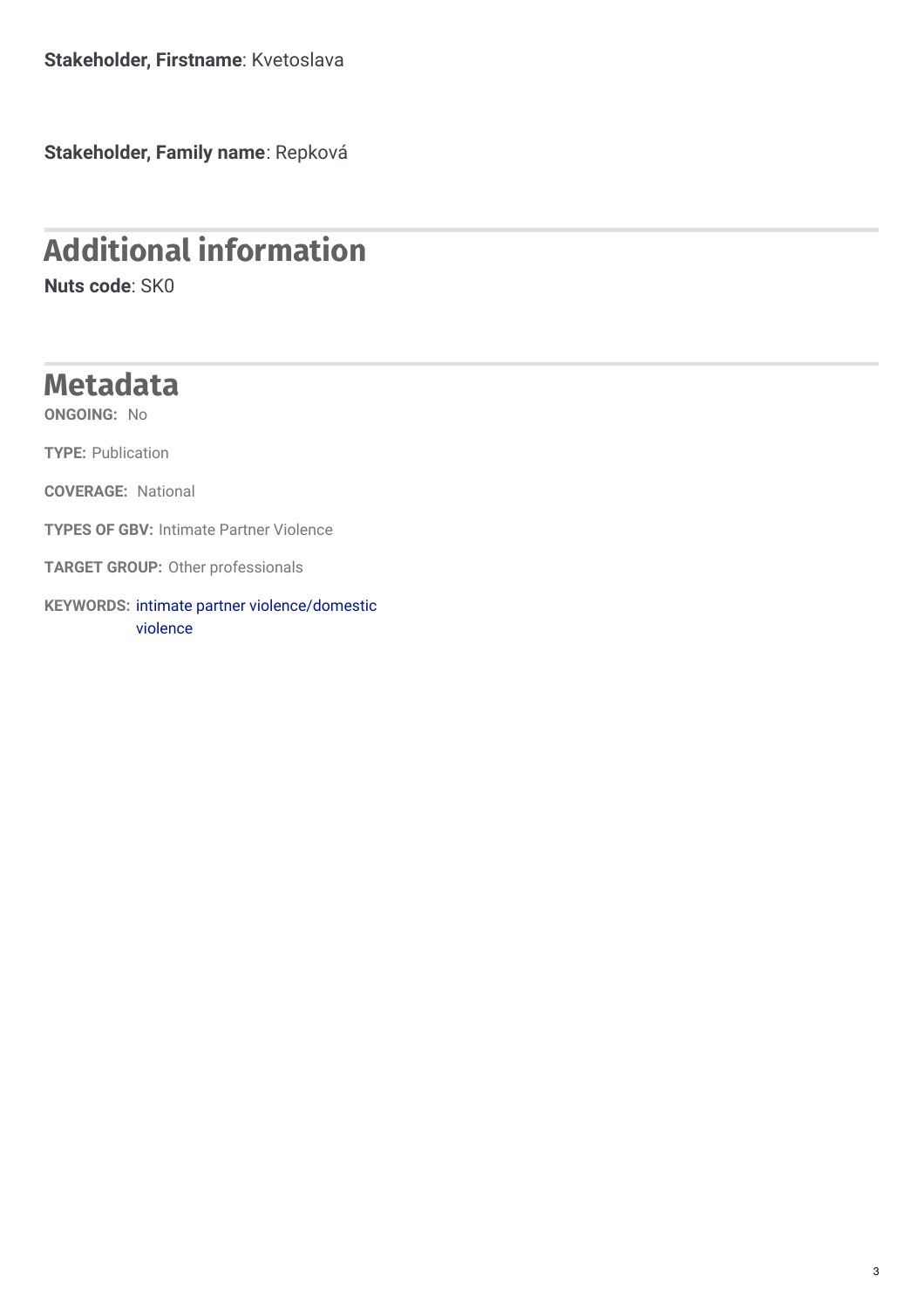**Stakeholder, Firstname**: Kvetoslava

**Stakeholder, Family name**: Repková

## Additional information

**Nuts code**: SK0

## Metadata

**ONGOING:** No

**TYPE:** Publication

**COVERAGE:** National

**TYPES OF GBV:** Intimate Partner Violence

**TARGET GROUP:** Other professionals

**KEYWORDS:** intimate partner violence/domestic violence